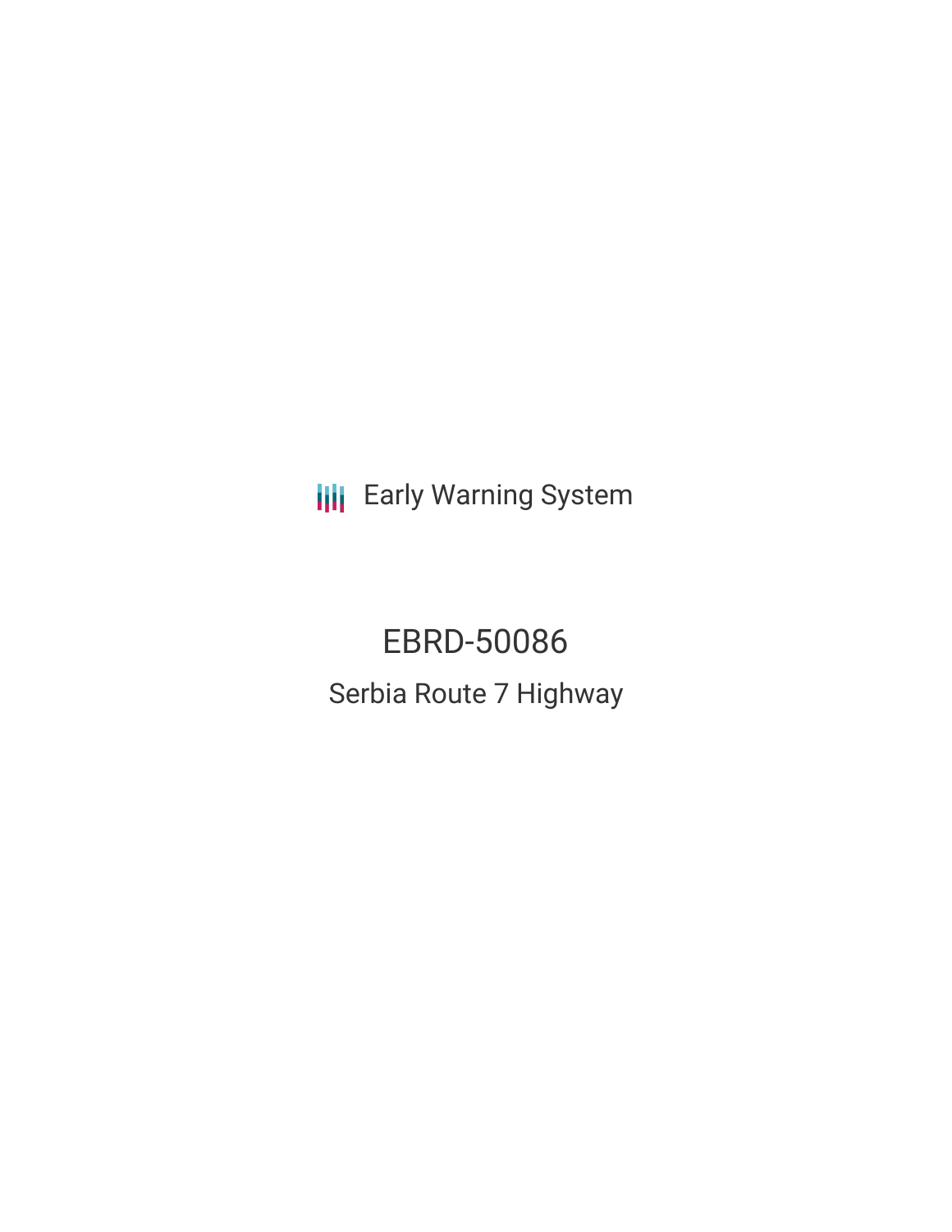Early Warning System

# EBRD-50086

## Serbia Route 7 Highway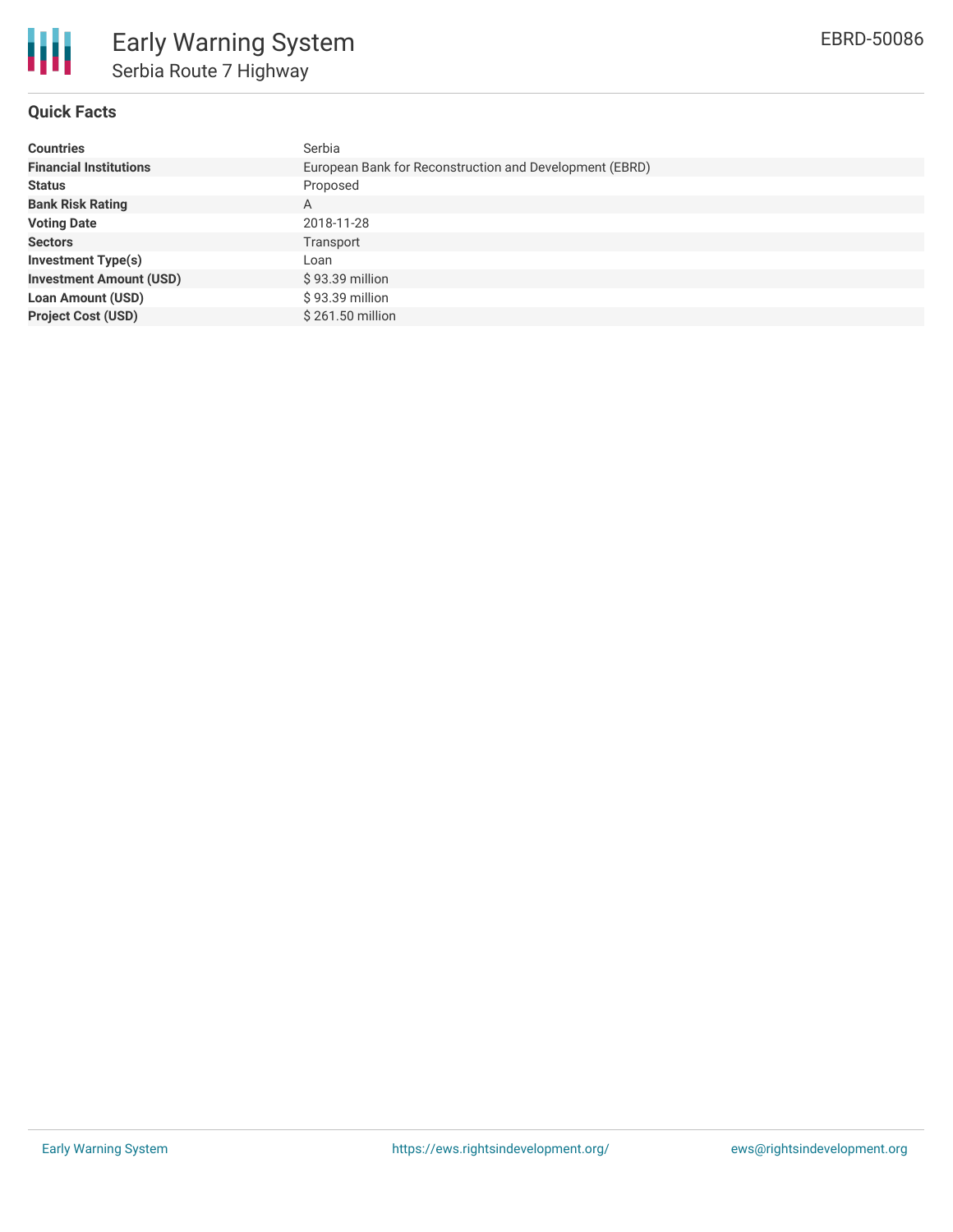# Early Warning System

## Serbia Route 7 Highway

EBRD-50086

### Quick Facts

| | |
|---|---|
| **Countries** | Serbia |
| **Financial Institutions** | European Bank for Reconstruction and Development (EBRD) |
| **Status** | Proposed |
| **Bank Risk Rating** | A |
| **Voting Date** | 2018-11-28 |
| **Sectors** | Transport |
| **Investment Type(s)** | Loan |
| **Investment Amount (USD)** | $ 93.39 million |
| **Loan Amount (USD)** | $ 93.39 million |
| **Project Cost (USD)** | $ 261.50 million |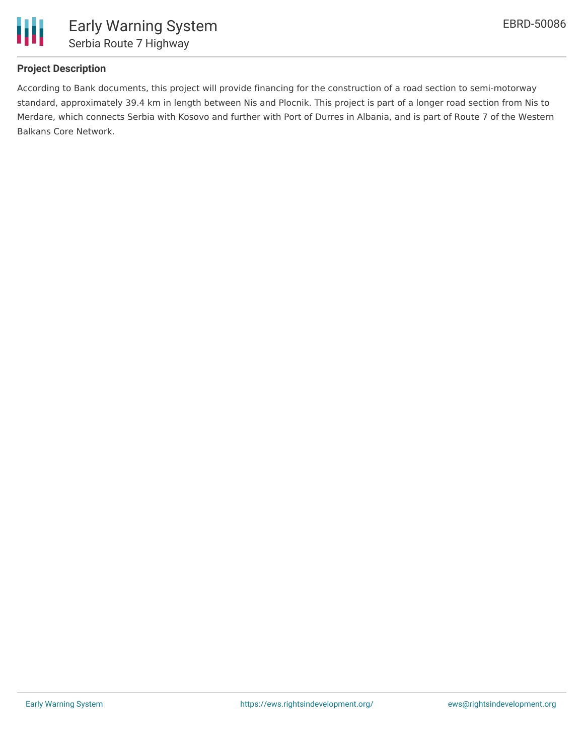### Project Description

According to Bank documents, this project will provide financing for the construction of a road section to semi-motorway standard, approximately 39.4 km in length between Nis and Plocnik. This project is part of a longer road section from Nis to Merdare, which connects Serbia with Kosovo and further with Port of Durres in Albania, and is part of Route 7 of the Western Balkans Core Network.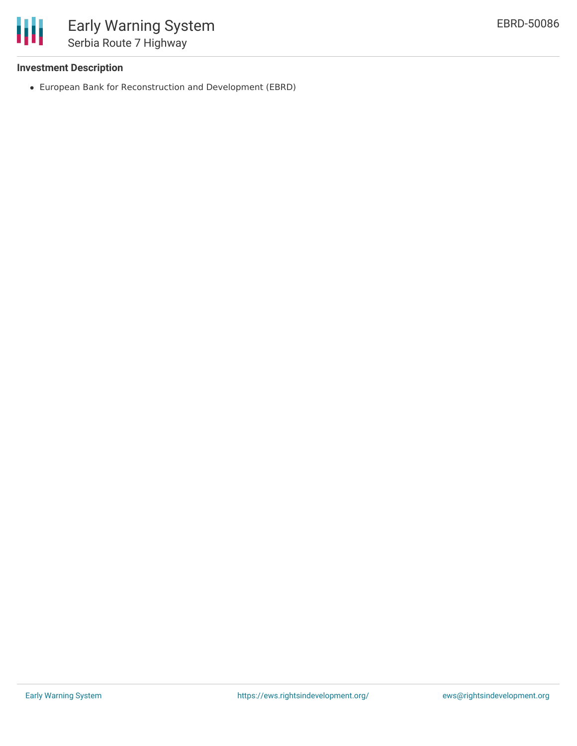**Investment Description**

- European Bank for Reconstruction and Development (EBRD)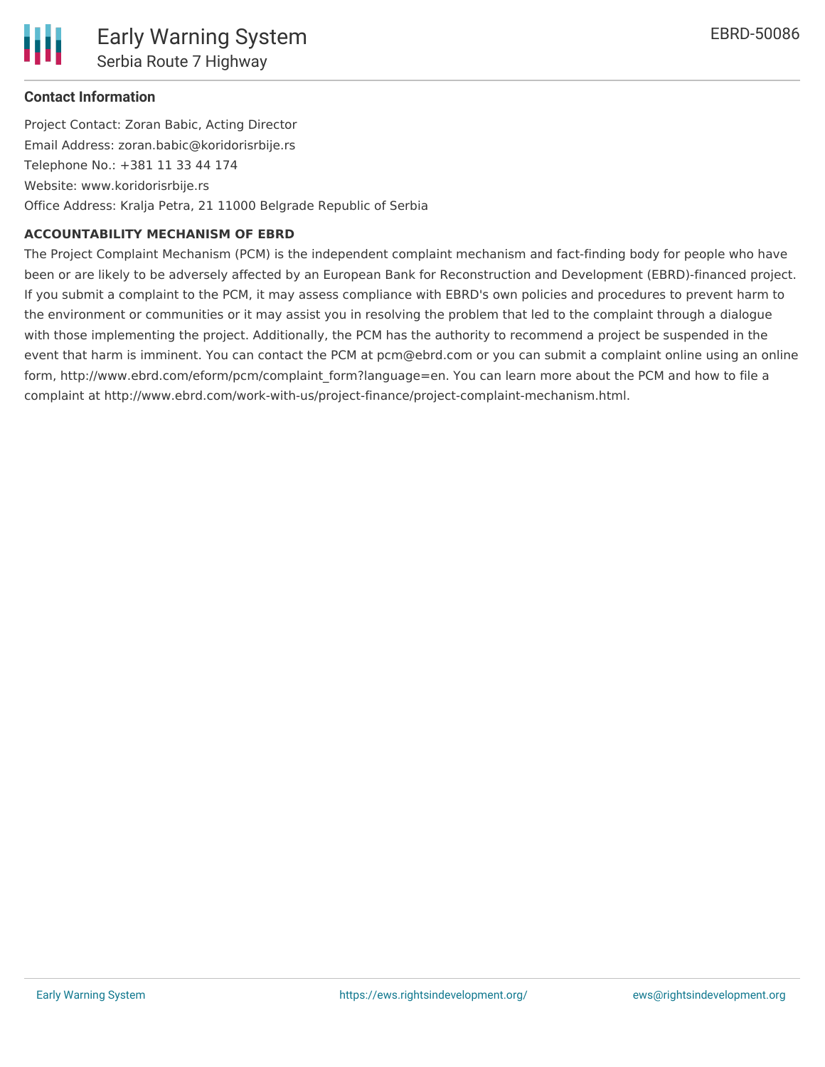## Contact Information

Project Contact: Zoran Babic, Acting Director
Email Address: zoran.babic@koridorisrbije.rs
Telephone No.: +381 11 33 44 174
Website: www.koridorisrbije.rs
Office Address: Kralja Petra, 21 11000 Belgrade Republic of Serbia

### ACCOUNTABILITY MECHANISM OF EBRD

The Project Complaint Mechanism (PCM) is the independent complaint mechanism and fact-finding body for people who have been or are likely to be adversely affected by an European Bank for Reconstruction and Development (EBRD)-financed project. If you submit a complaint to the PCM, it may assess compliance with EBRD's own policies and procedures to prevent harm to the environment or communities or it may assist you in resolving the problem that led to the complaint through a dialogue with those implementing the project. Additionally, the PCM has the authority to recommend a project be suspended in the event that harm is imminent. You can contact the PCM at pcm@ebrd.com or you can submit a complaint online using an online form, http://www.ebrd.com/eform/pcm/complaint_form?language=en. You can learn more about the PCM and how to file a complaint at http://www.ebrd.com/work-with-us/project-finance/project-complaint-mechanism.html.